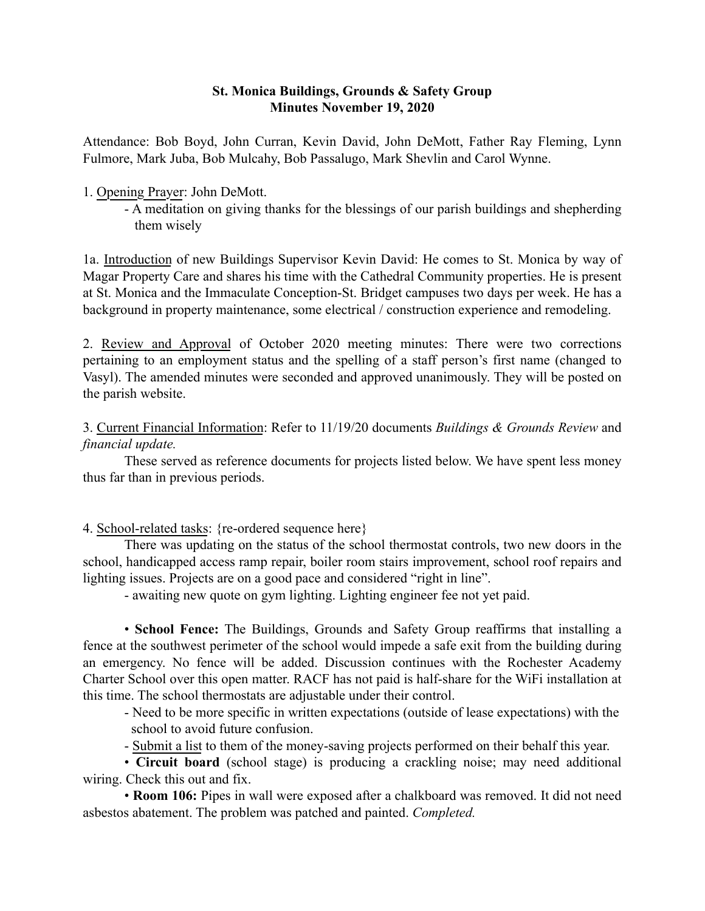# St. Monica Buildings, Grounds & Safety Group
## Minutes November 19, 2020

Attendance: Bob Boyd, John Curran, Kevin David, John DeMott, Father Ray Fleming, Lynn Fulmore, Mark Juba, Bob Mulcahy, Bob Passalugo, Mark Shevlin and Carol Wynne.

1. <u>Opening Prayer</u>: John DeMott.
   - A meditation on giving thanks for the blessings of our parish buildings and shepherding them wisely

1a. <u>Introduction</u> of new Buildings Supervisor Kevin David: He comes to St. Monica by way of Magar Property Care and shares his time with the Cathedral Community properties. He is present at St. Monica and the Immaculate Conception-St. Bridget campuses two days per week. He has a background in property maintenance, some electrical / construction experience and remodeling.

2. <u>Review and Approval</u> of October 2020 meeting minutes: There were two corrections pertaining to an employment status and the spelling of a staff person's first name (changed to Vasyl). The amended minutes were seconded and approved unanimously. They will be posted on the parish website.

3. <u>Current Financial Information</u>: Refer to 11/19/20 documents *Buildings & Grounds Review* and *financial update.*

These served as reference documents for projects listed below. We have spent less money thus far than in previous periods.

4. <u>School-related tasks</u>: {re-ordered sequence here}

There was updating on the status of the school thermostat controls, two new doors in the school, handicapped access ramp repair, boiler room stairs improvement, school roof repairs and lighting issues. Projects are on a good pace and considered "right in line".

- awaiting new quote on gym lighting. Lighting engineer fee not yet paid.

• **School Fence:** The Buildings, Grounds and Safety Group reaffirms that installing a fence at the southwest perimeter of the school would impede a safe exit from the building during an emergency. No fence will be added. Discussion continues with the Rochester Academy Charter School over this open matter. RACF has not paid is half-share for the WiFi installation at this time. The school thermostats are adjustable under their control.

- Need to be more specific in written expectations (outside of lease expectations) with the school to avoid future confusion.
- <u>Submit a list</u> to them of the money-saving projects performed on their behalf this year.

• **Circuit board** (school stage) is producing a crackling noise; may need additional wiring. Check this out and fix.

• **Room 106:** Pipes in wall were exposed after a chalkboard was removed. It did not need asbestos abatement. The problem was patched and painted. *Completed.*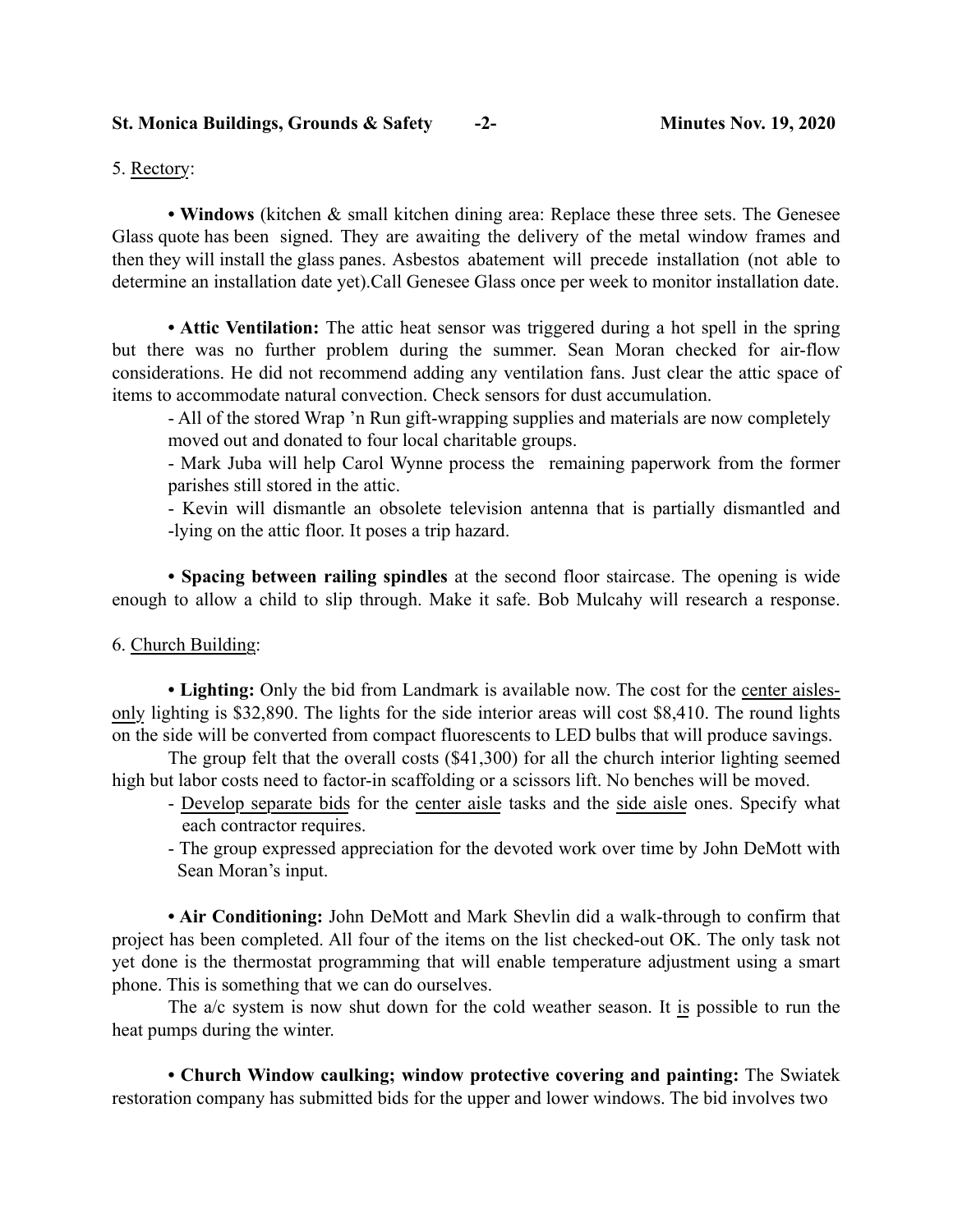5. Rectory:

**• Windows** (kitchen & small kitchen dining area: Replace these three sets. The Genesee Glass quote has been signed. They are awaiting the delivery of the metal window frames and then they will install the glass panes. Asbestos abatement will precede installation (not able to determine an installation date yet).Call Genesee Glass once per week to monitor installation date.

**• Attic Ventilation:** The attic heat sensor was triggered during a hot spell in the spring but there was no further problem during the summer. Sean Moran checked for air-flow considerations. He did not recommend adding any ventilation fans. Just clear the attic space of items to accommodate natural convection. Check sensors for dust accumulation.

- All of the stored Wrap 'n Run gift-wrapping supplies and materials are now completely moved out and donated to four local charitable groups.
- Mark Juba will help Carol Wynne process the remaining paperwork from the former parishes still stored in the attic.
- Kevin will dismantle an obsolete television antenna that is partially dismantled and -lying on the attic floor. It poses a trip hazard.

**• Spacing between railing spindles** at the second floor staircase. The opening is wide enough to allow a child to slip through. Make it safe. Bob Mulcahy will research a response.

6. Church Building:

**• Lighting:** Only the bid from Landmark is available now. The cost for the center aisles-only lighting is $32,890. The lights for the side interior areas will cost $8,410. The round lights on the side will be converted from compact fluorescents to LED bulbs that will produce savings.

The group felt that the overall costs ($41,300) for all the church interior lighting seemed high but labor costs need to factor-in scaffolding or a scissors lift. No benches will be moved.

- Develop separate bids for the center aisle tasks and the side aisle ones. Specify what each contractor requires.
- The group expressed appreciation for the devoted work over time by John DeMott with Sean Moran's input.

**• Air Conditioning:** John DeMott and Mark Shevlin did a walk-through to confirm that project has been completed. All four of the items on the list checked-out OK. The only task not yet done is the thermostat programming that will enable temperature adjustment using a smart phone. This is something that we can do ourselves.

The a/c system is now shut down for the cold weather season. It is possible to run the heat pumps during the winter.

**• Church Window caulking; window protective covering and painting:** The Swiatek restoration company has submitted bids for the upper and lower windows. The bid involves two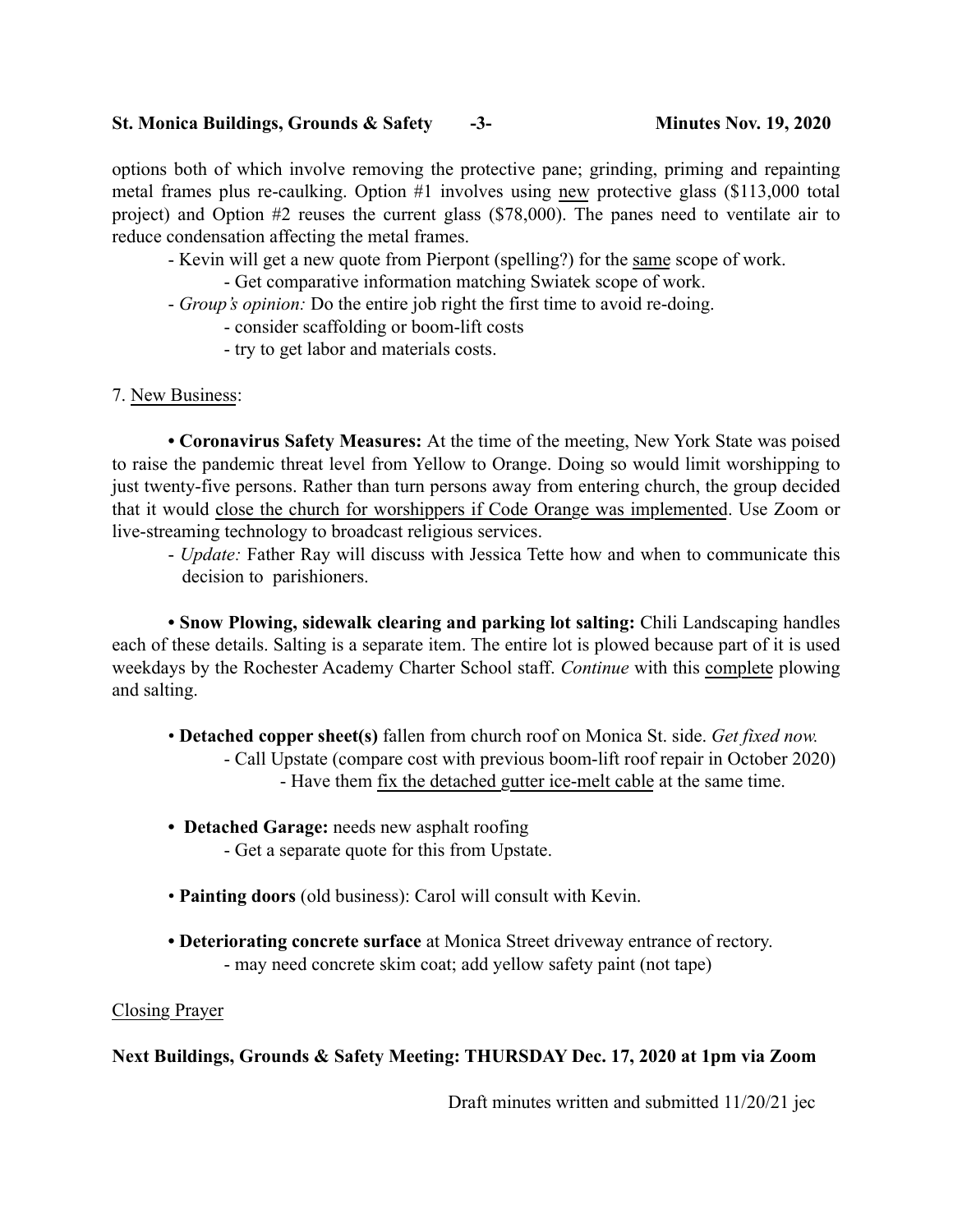options both of which involve removing the protective pane; grinding, priming and repainting metal frames plus re-caulking. Option #1 involves using <u>new</u> protective glass ($113,000 total project) and Option #2 reuses the current glass ($78,000). The panes need to ventilate air to reduce condensation affecting the metal frames.

- Kevin will get a new quote from Pierpont (spelling?) for the <u>same</u> scope of work.
    - Get comparative information matching Swiatek scope of work.
- *Group's opinion:* Do the entire job right the first time to avoid re-doing.
    - consider scaffolding or boom-lift costs
    - try to get labor and materials costs.

7. <u>New Business</u>:

**• Coronavirus Safety Measures:** At the time of the meeting, New York State was poised to raise the pandemic threat level from Yellow to Orange. Doing so would limit worshipping to just twenty-five persons. Rather than turn persons away from entering church, the group decided that it would <u>close the church for worshippers if Code Orange was implemented</u>. Use Zoom or live-streaming technology to broadcast religious services.

- *Update:* Father Ray will discuss with Jessica Tette how and when to communicate this decision to parishioners.

**• Snow Plowing, sidewalk clearing and parking lot salting:** Chili Landscaping handles each of these details. Salting is a separate item. The entire lot is plowed because part of it is used weekdays by the Rochester Academy Charter School staff. *Continue* with this <u>complete</u> plowing and salting.

• **Detached copper sheet(s)** fallen from church roof on Monica St. side. *Get fixed now.*

- Call Upstate (compare cost with previous boom-lift roof repair in October 2020)
    - Have them <u>fix the detached gutter ice-melt cable</u> at the same time.

• **Detached Garage:** needs new asphalt roofing

- Get a separate quote for this from Upstate.

• **Painting doors** (old business): Carol will consult with Kevin.

**• Deteriorating concrete surface** at Monica Street driveway entrance of rectory.

- may need concrete skim coat; add yellow safety paint (not tape)

<u>Closing Prayer</u>

**Next Buildings, Grounds & Safety Meeting: THURSDAY Dec. 17, 2020 at 1pm via Zoom**

Draft minutes written and submitted 11/20/21 jec